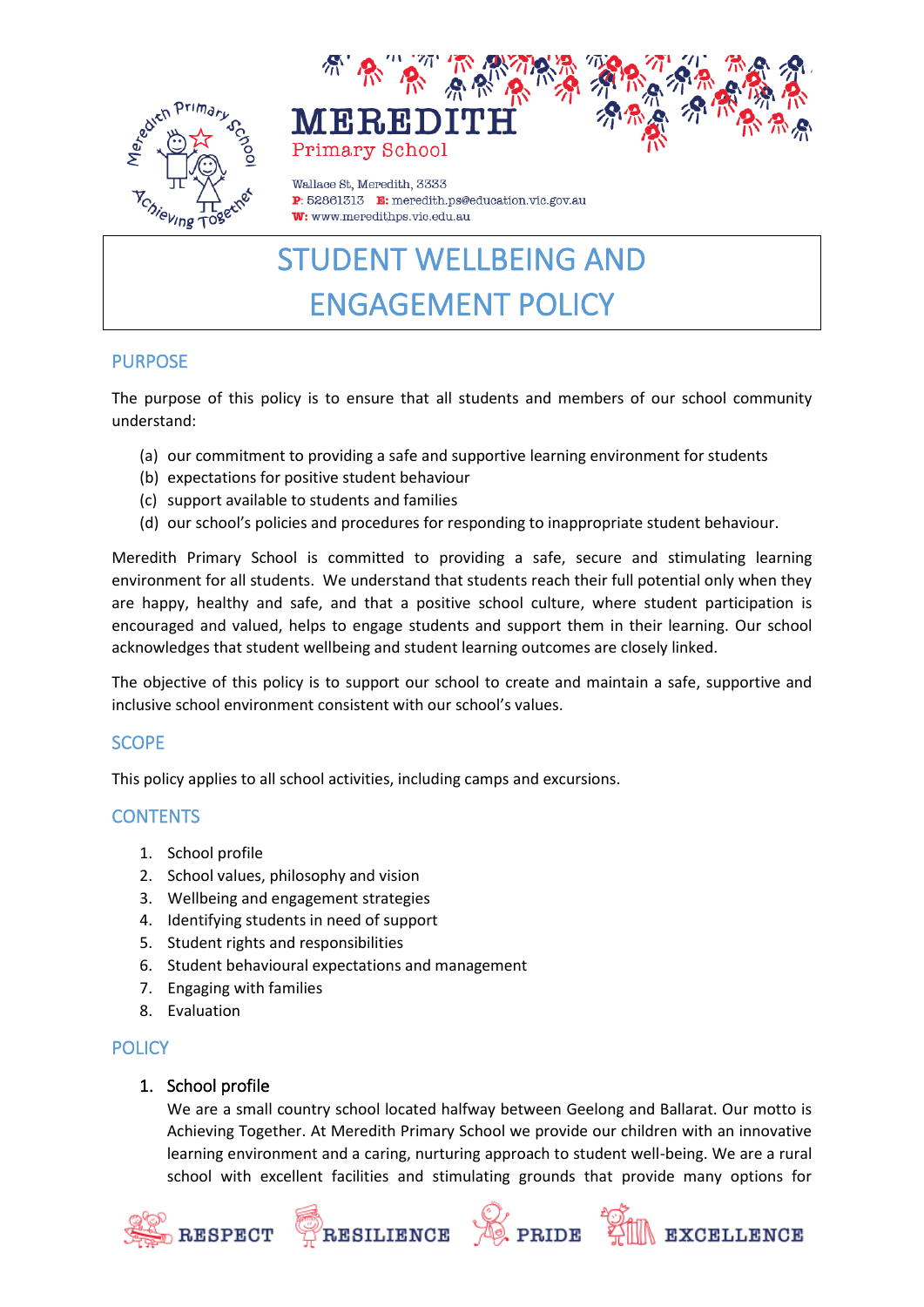**MEREDITH**
Primary School

Wallace St, Meredith, 3333
**P**: 52861313 **E:** meredith.ps@education.vic.gov.au
**W:** www.meredithps.vic.edu.au

# STUDENT WELLBEING AND ENGAGEMENT POLICY

## PURPOSE

The purpose of this policy is to ensure that all students and members of our school community understand:

(a) our commitment to providing a safe and supportive learning environment for students
(b) expectations for positive student behaviour
(c) support available to students and families
(d) our school's policies and procedures for responding to inappropriate student behaviour.

Meredith Primary School is committed to providing a safe, secure and stimulating learning environment for all students. We understand that students reach their full potential only when they are happy, healthy and safe, and that a positive school culture, where student participation is encouraged and valued, helps to engage students and support them in their learning. Our school acknowledges that student wellbeing and student learning outcomes are closely linked.

The objective of this policy is to support our school to create and maintain a safe, supportive and inclusive school environment consistent with our school's values.

## SCOPE

This policy applies to all school activities, including camps and excursions.

## CONTENTS

1. School profile
2. School values, philosophy and vision
3. Wellbeing and engagement strategies
4. Identifying students in need of support
5. Student rights and responsibilities
6. Student behavioural expectations and management
7. Engaging with families
8. Evaluation

## POLICY

### 1. School profile

We are a small country school located halfway between Geelong and Ballarat. Our motto is Achieving Together. At Meredith Primary School we provide our children with an innovative learning environment and a caring, nurturing approach to student well-being. We are a rural school with excellent facilities and stimulating grounds that provide many options for

RESPECT RESILIENCE PRIDE EXCELLENCE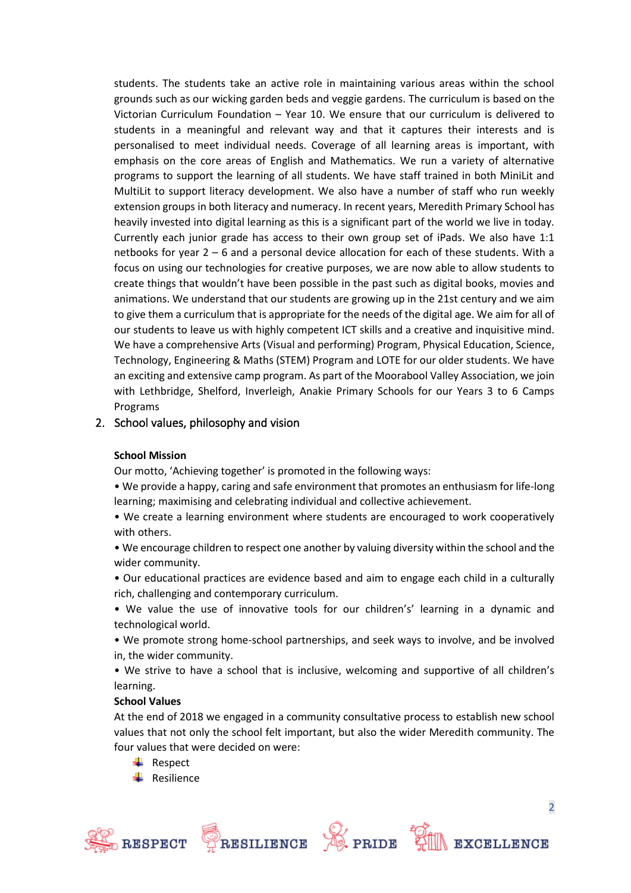students. The students take an active role in maintaining various areas within the school grounds such as our wicking garden beds and veggie gardens. The curriculum is based on the Victorian Curriculum Foundation – Year 10. We ensure that our curriculum is delivered to students in a meaningful and relevant way and that it captures their interests and is personalised to meet individual needs. Coverage of all learning areas is important, with emphasis on the core areas of English and Mathematics. We run a variety of alternative programs to support the learning of all students. We have staff trained in both MiniLit and MultiLit to support literacy development. We also have a number of staff who run weekly extension groups in both literacy and numeracy. In recent years, Meredith Primary School has heavily invested into digital learning as this is a significant part of the world we live in today. Currently each junior grade has access to their own group set of iPads. We also have 1:1 netbooks for year 2 – 6 and a personal device allocation for each of these students. With a focus on using our technologies for creative purposes, we are now able to allow students to create things that wouldn't have been possible in the past such as digital books, movies and animations. We understand that our students are growing up in the 21st century and we aim to give them a curriculum that is appropriate for the needs of the digital age. We aim for all of our students to leave us with highly competent ICT skills and a creative and inquisitive mind. We have a comprehensive Arts (Visual and performing) Program, Physical Education, Science, Technology, Engineering & Maths (STEM) Program and LOTE for our older students. We have an exciting and extensive camp program. As part of the Moorabool Valley Association, we join with Lethbridge, Shelford, Inverleigh, Anakie Primary Schools for our Years 3 to 6 Camps Programs

## 2. School values, philosophy and vision

**School Mission**

Our motto, 'Achieving together' is promoted in the following ways:

• We provide a happy, caring and safe environment that promotes an enthusiasm for life-long learning; maximising and celebrating individual and collective achievement.

• We create a learning environment where students are encouraged to work cooperatively with others.

• We encourage children to respect one another by valuing diversity within the school and the wider community.

• Our educational practices are evidence based and aim to engage each child in a culturally rich, challenging and contemporary curriculum.

• We value the use of innovative tools for our children's' learning in a dynamic and technological world.

• We promote strong home-school partnerships, and seek ways to involve, and be involved in, the wider community.

• We strive to have a school that is inclusive, welcoming and supportive of all children's learning.

**School Values**

At the end of 2018 we engaged in a community consultative process to establish new school values that not only the school felt important, but also the wider Meredith community. The four values that were decided on were:

- Respect
- Resilience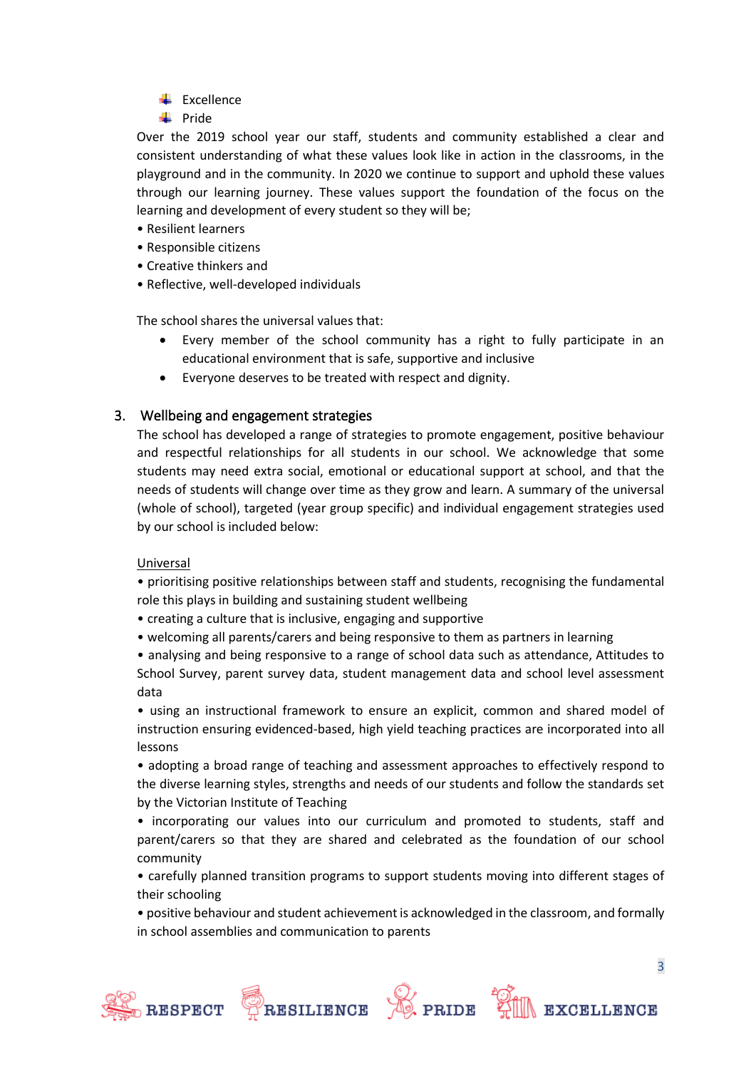- Excellence
- Pride

Over the 2019 school year our staff, students and community established a clear and consistent understanding of what these values look like in action in the classrooms, in the playground and in the community. In 2020 we continue to support and uphold these values through our learning journey. These values support the foundation of the focus on the learning and development of every student so they will be;

- Resilient learners
- Responsible citizens
- Creative thinkers and
- Reflective, well-developed individuals

The school shares the universal values that:

- Every member of the school community has a right to fully participate in an educational environment that is safe, supportive and inclusive
- Everyone deserves to be treated with respect and dignity.

## 3. Wellbeing and engagement strategies

The school has developed a range of strategies to promote engagement, positive behaviour and respectful relationships for all students in our school. We acknowledge that some students may need extra social, emotional or educational support at school, and that the needs of students will change over time as they grow and learn. A summary of the universal (whole of school), targeted (year group specific) and individual engagement strategies used by our school is included below:

<u>Universal</u>

- prioritising positive relationships between staff and students, recognising the fundamental role this plays in building and sustaining student wellbeing
- creating a culture that is inclusive, engaging and supportive
- welcoming all parents/carers and being responsive to them as partners in learning
- analysing and being responsive to a range of school data such as attendance, Attitudes to School Survey, parent survey data, student management data and school level assessment data
- using an instructional framework to ensure an explicit, common and shared model of instruction ensuring evidenced-based, high yield teaching practices are incorporated into all lessons
- adopting a broad range of teaching and assessment approaches to effectively respond to the diverse learning styles, strengths and needs of our students and follow the standards set by the Victorian Institute of Teaching
- incorporating our values into our curriculum and promoted to students, staff and parent/carers so that they are shared and celebrated as the foundation of our school community
- carefully planned transition programs to support students moving into different stages of their schooling
- positive behaviour and student achievement is acknowledged in the classroom, and formally in school assemblies and communication to parents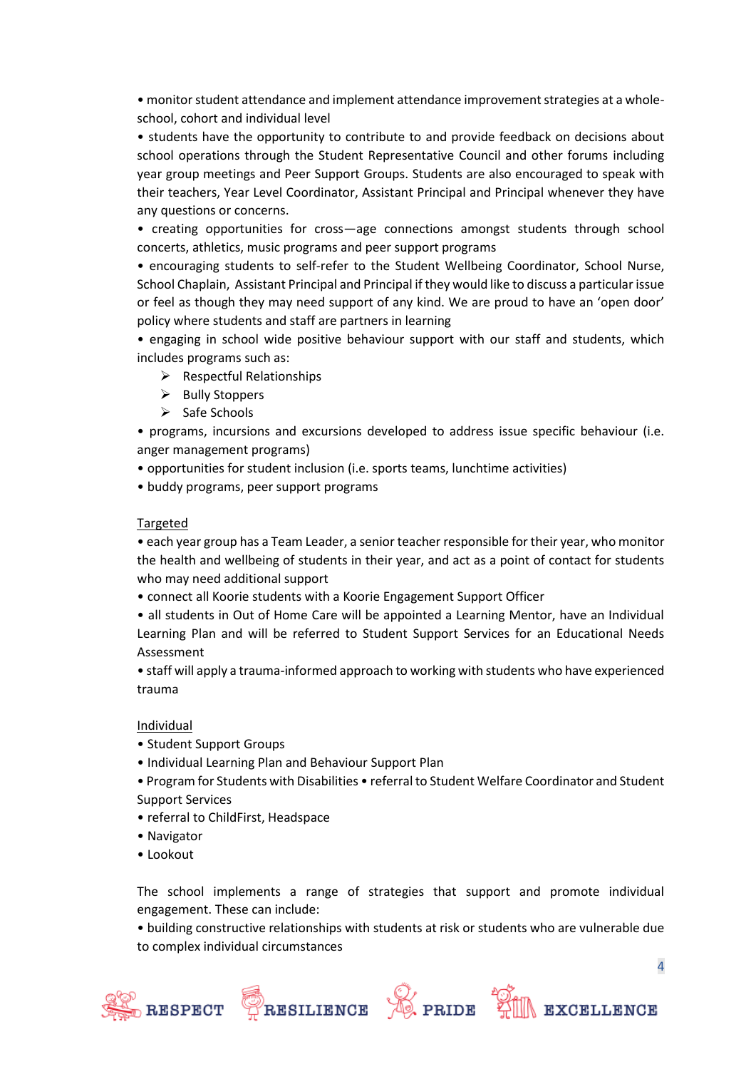• monitor student attendance and implement attendance improvement strategies at a whole-school, cohort and individual level

• students have the opportunity to contribute to and provide feedback on decisions about school operations through the Student Representative Council and other forums including year group meetings and Peer Support Groups. Students are also encouraged to speak with their teachers, Year Level Coordinator, Assistant Principal and Principal whenever they have any questions or concerns.

• creating opportunities for cross—age connections amongst students through school concerts, athletics, music programs and peer support programs

• encouraging students to self-refer to the Student Wellbeing Coordinator, School Nurse, School Chaplain, Assistant Principal and Principal if they would like to discuss a particular issue or feel as though they may need support of any kind. We are proud to have an 'open door' policy where students and staff are partners in learning

• engaging in school wide positive behaviour support with our staff and students, which includes programs such as:
  - Respectful Relationships
  - Bully Stoppers
  - Safe Schools

• programs, incursions and excursions developed to address issue specific behaviour (i.e. anger management programs)

• opportunities for student inclusion (i.e. sports teams, lunchtime activities)

• buddy programs, peer support programs

<u>Targeted</u>

• each year group has a Team Leader, a senior teacher responsible for their year, who monitor the health and wellbeing of students in their year, and act as a point of contact for students who may need additional support

• connect all Koorie students with a Koorie Engagement Support Officer

• all students in Out of Home Care will be appointed a Learning Mentor, have an Individual Learning Plan and will be referred to Student Support Services for an Educational Needs Assessment

• staff will apply a trauma-informed approach to working with students who have experienced trauma

<u>Individual</u>

• Student Support Groups

• Individual Learning Plan and Behaviour Support Plan

• Program for Students with Disabilities • referral to Student Welfare Coordinator and Student Support Services

• referral to ChildFirst, Headspace

• Navigator

• Lookout

The school implements a range of strategies that support and promote individual engagement. These can include:

• building constructive relationships with students at risk or students who are vulnerable due to complex individual circumstances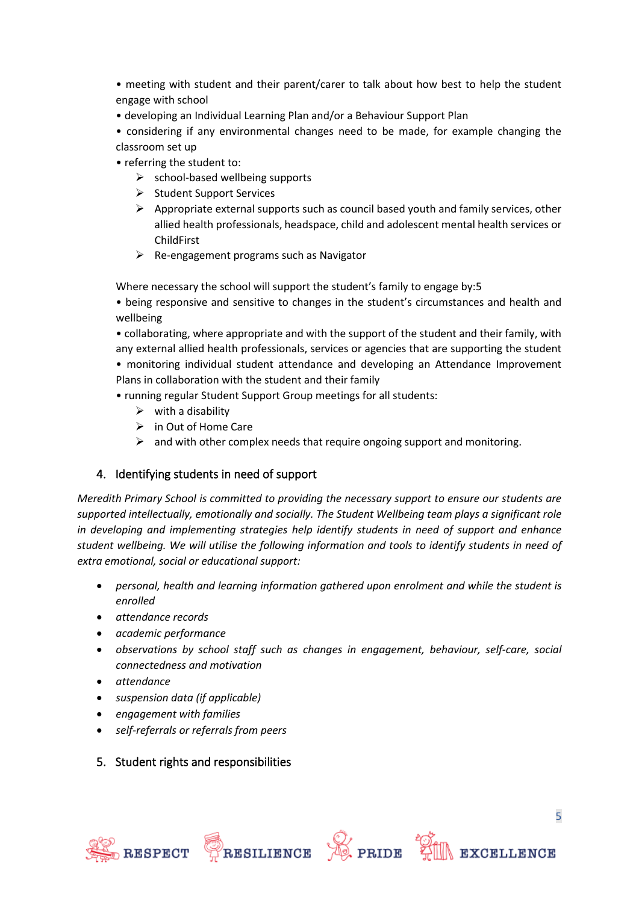• meeting with student and their parent/carer to talk about how best to help the student engage with school
• developing an Individual Learning Plan and/or a Behaviour Support Plan
• considering if any environmental changes need to be made, for example changing the classroom set up
• referring the student to:
  - school-based wellbeing supports
  - Student Support Services
  - Appropriate external supports such as council based youth and family services, other allied health professionals, headspace, child and adolescent mental health services or ChildFirst
  - Re-engagement programs such as Navigator

Where necessary the school will support the student's family to engage by:5
• being responsive and sensitive to changes in the student's circumstances and health and wellbeing
• collaborating, where appropriate and with the support of the student and their family, with any external allied health professionals, services or agencies that are supporting the student
• monitoring individual student attendance and developing an Attendance Improvement Plans in collaboration with the student and their family
• running regular Student Support Group meetings for all students:
  - with a disability
  - in Out of Home Care
  - and with other complex needs that require ongoing support and monitoring.

## 4. Identifying students in need of support

*Meredith Primary School is committed to providing the necessary support to ensure our students are supported intellectually, emotionally and socially. The Student Wellbeing team plays a significant role in developing and implementing strategies help identify students in need of support and enhance student wellbeing. We will utilise the following information and tools to identify students in need of extra emotional, social or educational support:*

- *personal, health and learning information gathered upon enrolment and while the student is enrolled*
- *attendance records*
- *academic performance*
- *observations by school staff such as changes in engagement, behaviour, self-care, social connectedness and motivation*
- *attendance*
- *suspension data (if applicable)*
- *engagement with families*
- *self-referrals or referrals from peers*

## 5. Student rights and responsibilities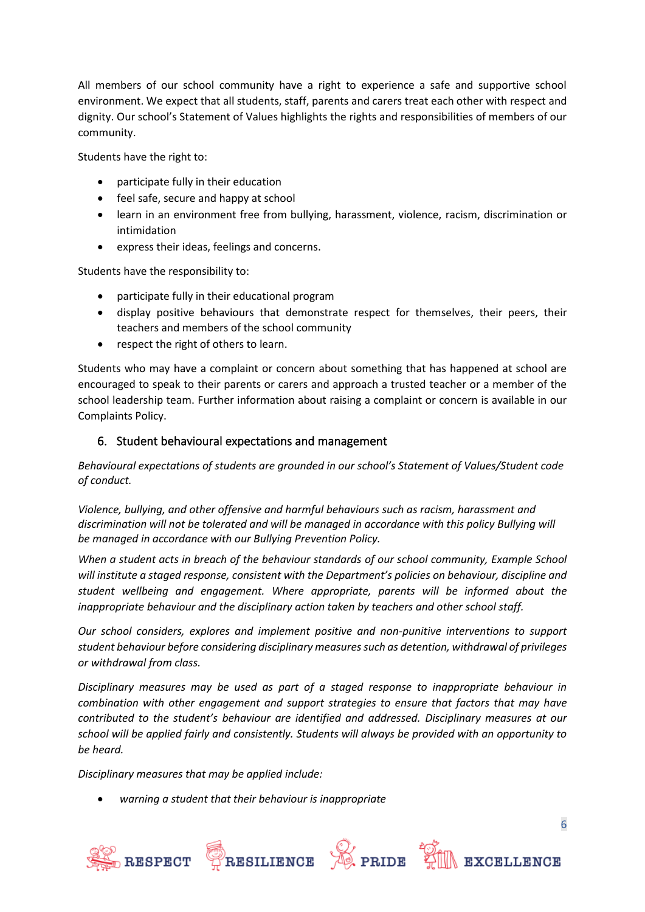All members of our school community have a right to experience a safe and supportive school environment. We expect that all students, staff, parents and carers treat each other with respect and dignity. Our school's Statement of Values highlights the rights and responsibilities of members of our community.

Students have the right to:

- participate fully in their education
- feel safe, secure and happy at school
- learn in an environment free from bullying, harassment, violence, racism, discrimination or intimidation
- express their ideas, feelings and concerns.

Students have the responsibility to:

- participate fully in their educational program
- display positive behaviours that demonstrate respect for themselves, their peers, their teachers and members of the school community
- respect the right of others to learn.

Students who may have a complaint or concern about something that has happened at school are encouraged to speak to their parents or carers and approach a trusted teacher or a member of the school leadership team. Further information about raising a complaint or concern is available in our Complaints Policy.

## 6. Student behavioural expectations and management

*Behavioural expectations of students are grounded in our school's Statement of Values/Student code of conduct.*

*Violence, bullying, and other offensive and harmful behaviours such as racism, harassment and discrimination will not be tolerated and will be managed in accordance with this policy Bullying will be managed in accordance with our Bullying Prevention Policy.*

*When a student acts in breach of the behaviour standards of our school community, Example School will institute a staged response, consistent with the Department's policies on behaviour, discipline and student wellbeing and engagement. Where appropriate, parents will be informed about the inappropriate behaviour and the disciplinary action taken by teachers and other school staff.*

*Our school considers, explores and implement positive and non-punitive interventions to support student behaviour before considering disciplinary measures such as detention, withdrawal of privileges or withdrawal from class.*

*Disciplinary measures may be used as part of a staged response to inappropriate behaviour in combination with other engagement and support strategies to ensure that factors that may have contributed to the student's behaviour are identified and addressed. Disciplinary measures at our school will be applied fairly and consistently. Students will always be provided with an opportunity to be heard.*

*Disciplinary measures that may be applied include:*

- *warning a student that their behaviour is inappropriate*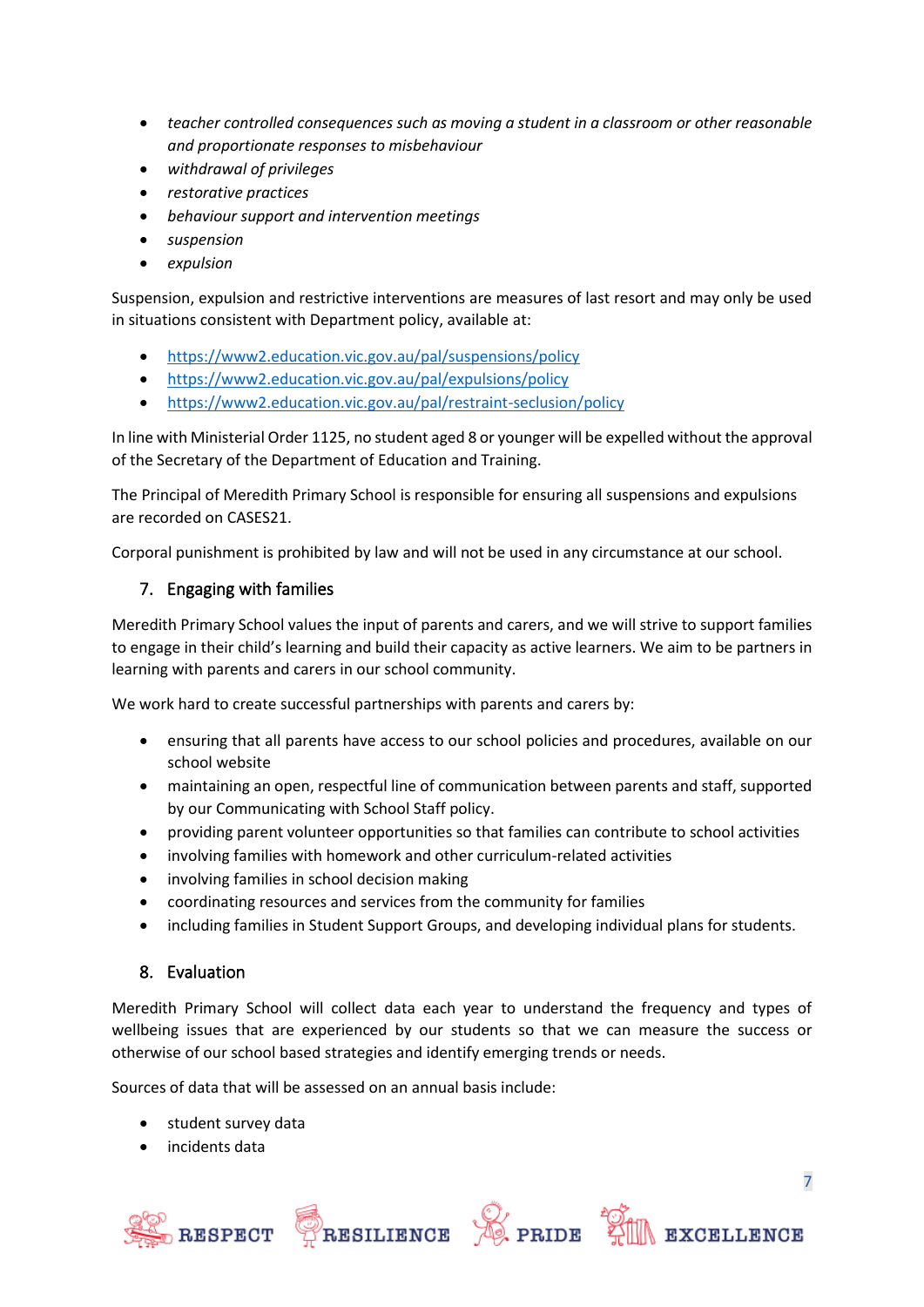- *teacher controlled consequences such as moving a student in a classroom or other reasonable and proportionate responses to misbehaviour*
- *withdrawal of privileges*
- *restorative practices*
- *behaviour support and intervention meetings*
- *suspension*
- *expulsion*

Suspension, expulsion and restrictive interventions are measures of last resort and may only be used in situations consistent with Department policy, available at:

- https://www2.education.vic.gov.au/pal/suspensions/policy
- https://www2.education.vic.gov.au/pal/expulsions/policy
- https://www2.education.vic.gov.au/pal/restraint-seclusion/policy

In line with Ministerial Order 1125, no student aged 8 or younger will be expelled without the approval of the Secretary of the Department of Education and Training.

The Principal of Meredith Primary School is responsible for ensuring all suspensions and expulsions are recorded on CASES21.

Corporal punishment is prohibited by law and will not be used in any circumstance at our school.

## 7. Engaging with families

Meredith Primary School values the input of parents and carers, and we will strive to support families to engage in their child's learning and build their capacity as active learners. We aim to be partners in learning with parents and carers in our school community.

We work hard to create successful partnerships with parents and carers by:

- ensuring that all parents have access to our school policies and procedures, available on our school website
- maintaining an open, respectful line of communication between parents and staff, supported by our Communicating with School Staff policy.
- providing parent volunteer opportunities so that families can contribute to school activities
- involving families with homework and other curriculum-related activities
- involving families in school decision making
- coordinating resources and services from the community for families
- including families in Student Support Groups, and developing individual plans for students.

## 8. Evaluation

Meredith Primary School will collect data each year to understand the frequency and types of wellbeing issues that are experienced by our students so that we can measure the success or otherwise of our school based strategies and identify emerging trends or needs.

Sources of data that will be assessed on an annual basis include:

- student survey data
- incidents data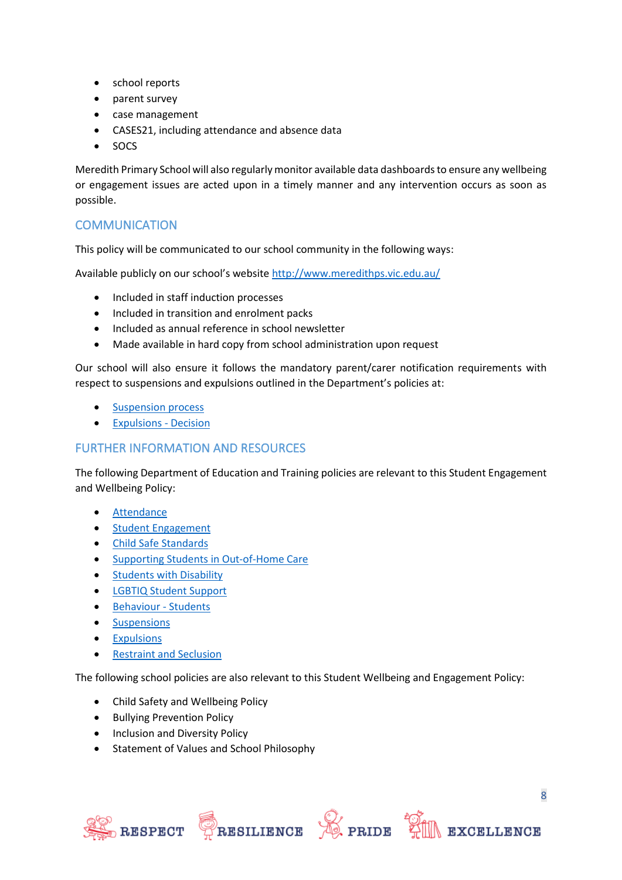- school reports
- parent survey
- case management
- CASES21, including attendance and absence data
- SOCS

Meredith Primary School will also regularly monitor available data dashboards to ensure any wellbeing or engagement issues are acted upon in a timely manner and any intervention occurs as soon as possible.

## COMMUNICATION

This policy will be communicated to our school community in the following ways:

Available publicly on our school's website [http://www.meredithps.vic.edu.au/](http://www.meredithps.vic.edu.au/)

- Included in staff induction processes
- Included in transition and enrolment packs
- Included as annual reference in school newsletter
- Made available in hard copy from school administration upon request

Our school will also ensure it follows the mandatory parent/carer notification requirements with respect to suspensions and expulsions outlined in the Department's policies at:

- Suspension process
- Expulsions - Decision

## FURTHER INFORMATION AND RESOURCES

The following Department of Education and Training policies are relevant to this Student Engagement and Wellbeing Policy:

- Attendance
- Student Engagement
- Child Safe Standards
- Supporting Students in Out-of-Home Care
- Students with Disability
- LGBTIQ Student Support
- Behaviour - Students
- Suspensions
- Expulsions
- Restraint and Seclusion

The following school policies are also relevant to this Student Wellbeing and Engagement Policy:

- Child Safety and Wellbeing Policy
- Bullying Prevention Policy
- Inclusion and Diversity Policy
- Statement of Values and School Philosophy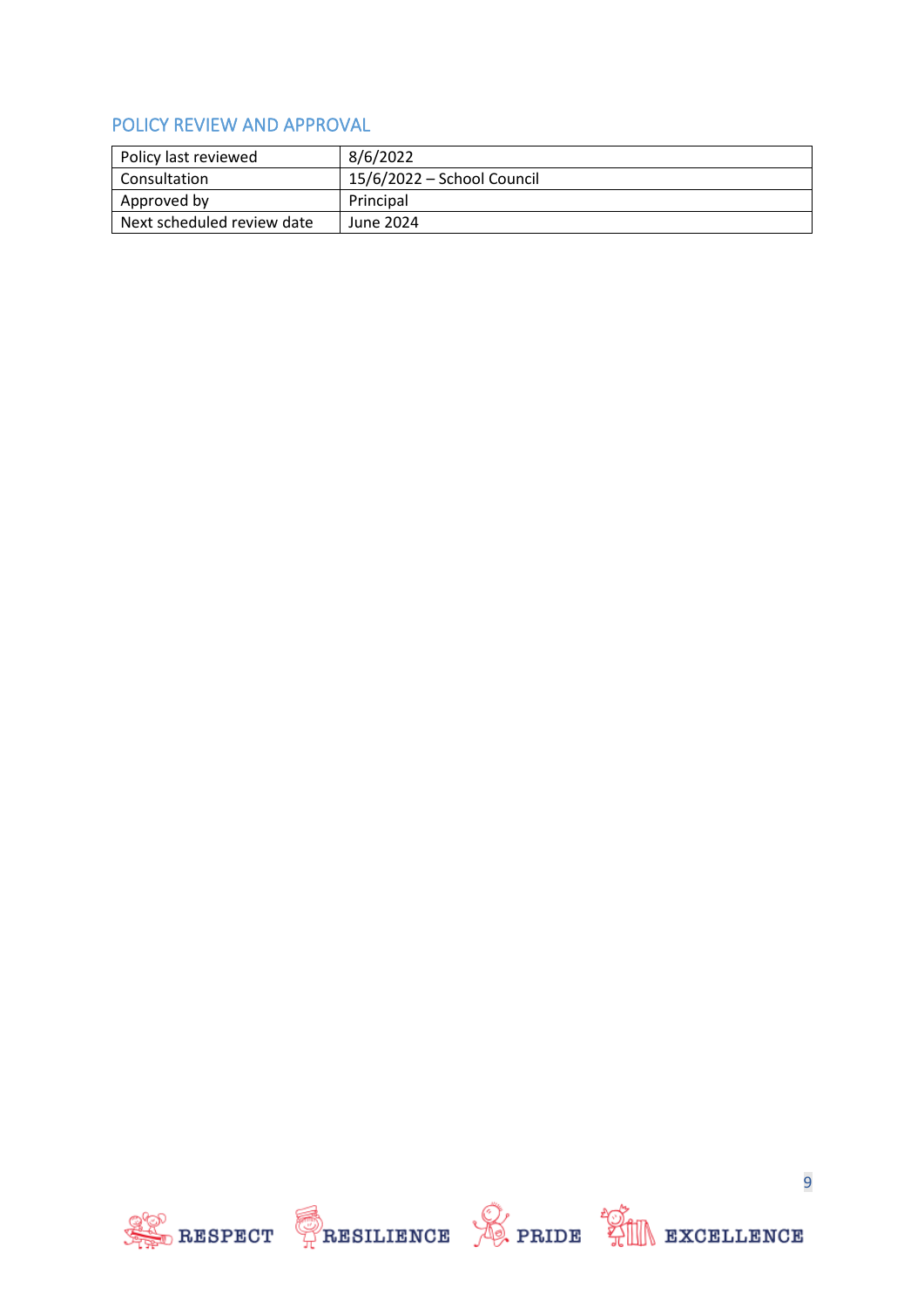## POLICY REVIEW AND APPROVAL

| | |
|---|---|
| Policy last reviewed | 8/6/2022 |
| Consultation | 15/6/2022 – School Council |
| Approved by | Principal |
| Next scheduled review date | June 2024 |